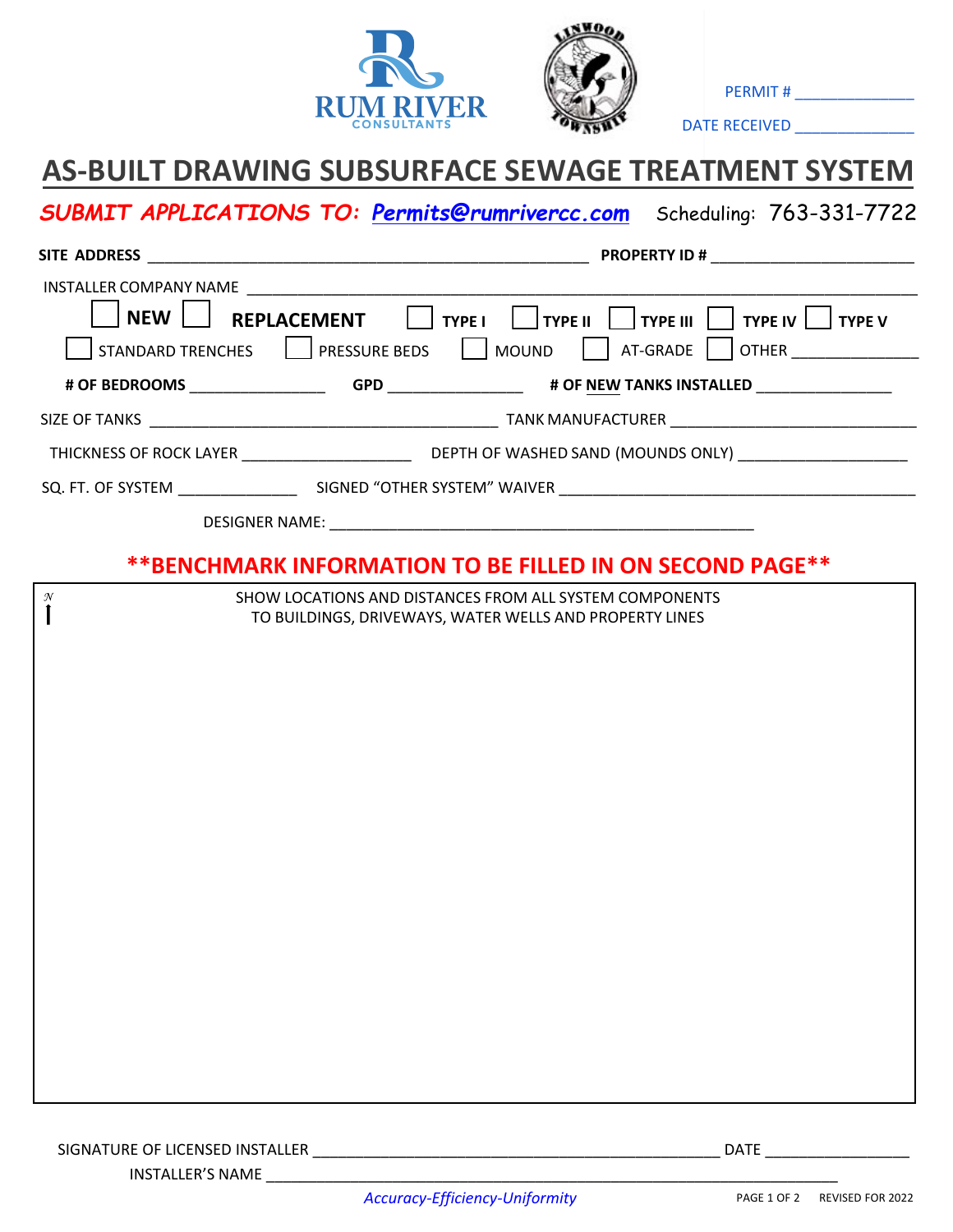RUM RIVER CONSULTANTS

LINWOOD TOWNSHIP

PERMIT # ______________

DATE RECEIVED ______________

# AS-BUILT DRAWING SUBSURFACE SEWAGE TREATMENT SYSTEM

***SUBMIT APPLICATIONS TO: Permits@rumrivercc.com*** Scheduling: 763-331-7722

**SITE ADDRESS** ______________________________________________ **PROPERTY ID #** ______________________

INSTALLER COMPANY NAME ______________________________________________________________________

☐ **NEW** ☐ **REPLACEMENT** ☐ **TYPE I** ☐ **TYPE II** ☐ **TYPE III** ☐ **TYPE IV** ☐ **TYPE V**

☐ STANDARD TRENCHES ☐ PRESSURE BEDS ☐ MOUND ☐ AT-GRADE ☐ OTHER ______________

**# OF BEDROOMS** ______________ **GPD** ______________ **# OF NEW TANKS INSTALLED** ______________

SIZE OF TANKS ______________________________________ TANK MANUFACTURER ___________________________

THICKNESS OF ROCK LAYER __________________ DEPTH OF WASHED SAND (MOUNDS ONLY) __________________

SQ. FT. OF SYSTEM _____________ SIGNED "OTHER SYSTEM" WAIVER ________________________________________

DESIGNER NAME: ______________________________________________

**\*\*BENCHMARK INFORMATION TO BE FILLED IN ON SECOND PAGE\*\***

N ↑

SHOW LOCATIONS AND DISTANCES FROM ALL SYSTEM COMPONENTS
TO BUILDINGS, DRIVEWAYS, WATER WELLS AND PROPERTY LINES

SIGNATURE OF LICENSED INSTALLER _____________________________________________ DATE ________________

INSTALLER'S NAME ______________________________________________________________

*Accuracy-Efficiency-Uniformity*

REVISED FOR 2022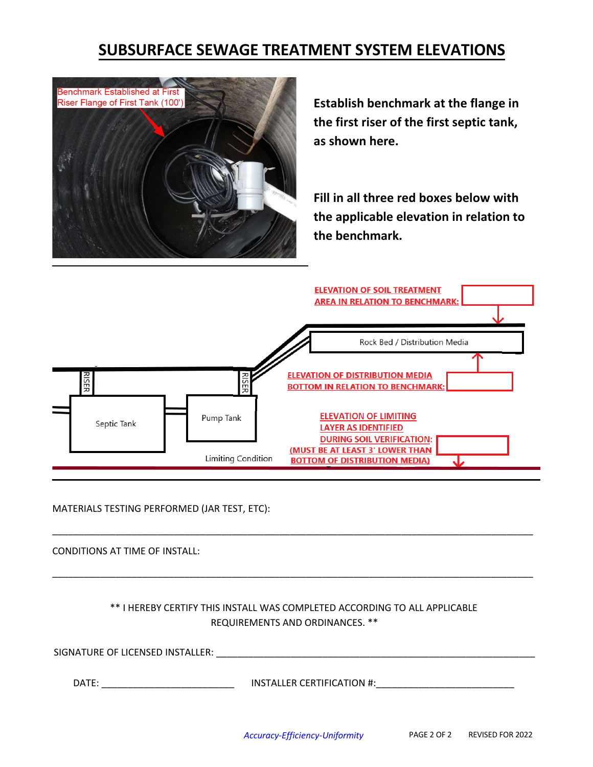# SUBSURFACE SEWAGE TREATMENT SYSTEM ELEVATIONS

Benchmark Established at First Riser Flange of First Tank (100')

**Establish benchmark at the flange in the first riser of the first septic tank, as shown here.**

**Fill in all three red boxes below with the applicable elevation in relation to the benchmark.**

ELEVATION OF SOIL TREATMENT AREA IN RELATION TO BENCHMARK:

Rock Bed / Distribution Media

ELEVATION OF DISTRIBUTION MEDIA BOTTOM IN RELATION TO BENCHMARK:

RISER

RISER

Septic Tank

Pump Tank

ELEVATION OF LIMITING LAYER AS IDENTIFIED DURING SOIL VERIFICATION: (MUST BE AT LEAST 3' LOWER THAN BOTTOM OF DISTRIBUTION MEDIA)

Limiting Condition

MATERIALS TESTING PERFORMED (JAR TEST, ETC):

___________________________________________________________________________________________

CONDITIONS AT TIME OF INSTALL:

___________________________________________________________________________________________

** I HEREBY CERTIFY THIS INSTALL WAS COMPLETED ACCORDING TO ALL APPLICABLE REQUIREMENTS AND ORDINANCES. **

SIGNATURE OF LICENSED INSTALLER: _______________________________________________________________

DATE: __________________________ INSTALLER CERTIFICATION #:__________________________

*Accuracy-Efficiency-Uniformity*

REVISED FOR 2022